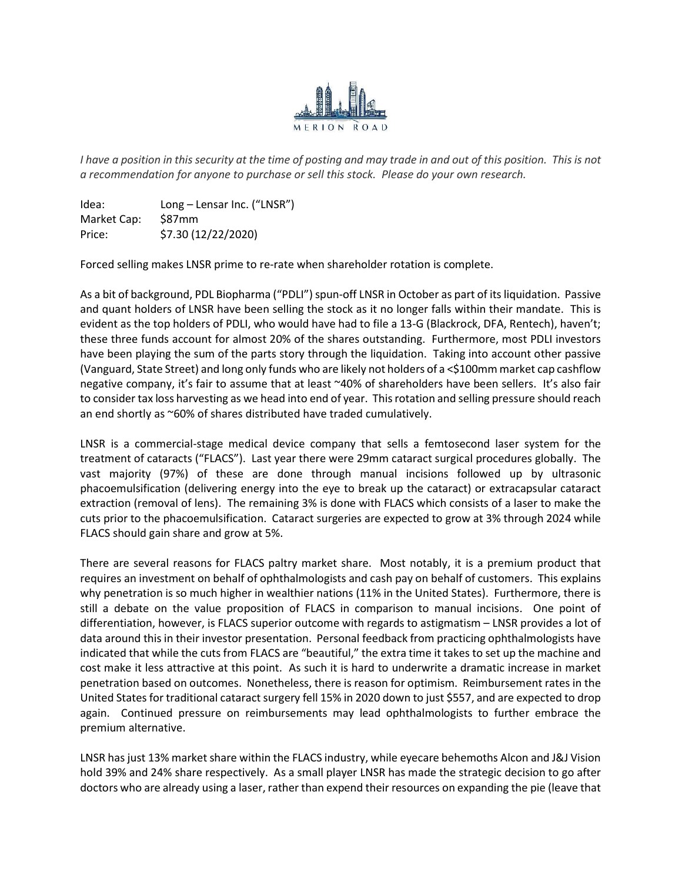MERION ROAD

*I have a position in this security at the time of posting and may trade in and out of this position. This is not a recommendation for anyone to purchase or sell this stock. Please do your own research.*

Idea: Long – Lensar Inc. ("LNSR")
Market Cap: $87mm
Price: $7.30 (12/22/2020)

Forced selling makes LNSR prime to re-rate when shareholder rotation is complete.

As a bit of background, PDL Biopharma ("PDLI") spun-off LNSR in October as part of its liquidation. Passive and quant holders of LNSR have been selling the stock as it no longer falls within their mandate. This is evident as the top holders of PDLI, who would have had to file a 13-G (Blackrock, DFA, Rentech), haven't; these three funds account for almost 20% of the shares outstanding. Furthermore, most PDLI investors have been playing the sum of the parts story through the liquidation. Taking into account other passive (Vanguard, State Street) and long only funds who are likely not holders of a <$100mm market cap cashflow negative company, it's fair to assume that at least ~40% of shareholders have been sellers. It's also fair to consider tax loss harvesting as we head into end of year. This rotation and selling pressure should reach an end shortly as ~60% of shares distributed have traded cumulatively.

LNSR is a commercial-stage medical device company that sells a femtosecond laser system for the treatment of cataracts ("FLACS"). Last year there were 29mm cataract surgical procedures globally. The vast majority (97%) of these are done through manual incisions followed up by ultrasonic phacoemulsification (delivering energy into the eye to break up the cataract) or extracapsular cataract extraction (removal of lens). The remaining 3% is done with FLACS which consists of a laser to make the cuts prior to the phacoemulsification. Cataract surgeries are expected to grow at 3% through 2024 while FLACS should gain share and grow at 5%.

There are several reasons for FLACS paltry market share. Most notably, it is a premium product that requires an investment on behalf of ophthalmologists and cash pay on behalf of customers. This explains why penetration is so much higher in wealthier nations (11% in the United States). Furthermore, there is still a debate on the value proposition of FLACS in comparison to manual incisions. One point of differentiation, however, is FLACS superior outcome with regards to astigmatism – LNSR provides a lot of data around this in their investor presentation. Personal feedback from practicing ophthalmologists have indicated that while the cuts from FLACS are "beautiful," the extra time it takes to set up the machine and cost make it less attractive at this point. As such it is hard to underwrite a dramatic increase in market penetration based on outcomes. Nonetheless, there is reason for optimism. Reimbursement rates in the United States for traditional cataract surgery fell 15% in 2020 down to just $557, and are expected to drop again. Continued pressure on reimbursements may lead ophthalmologists to further embrace the premium alternative.

LNSR has just 13% market share within the FLACS industry, while eyecare behemoths Alcon and J&J Vision hold 39% and 24% share respectively. As a small player LNSR has made the strategic decision to go after doctors who are already using a laser, rather than expend their resources on expanding the pie (leave that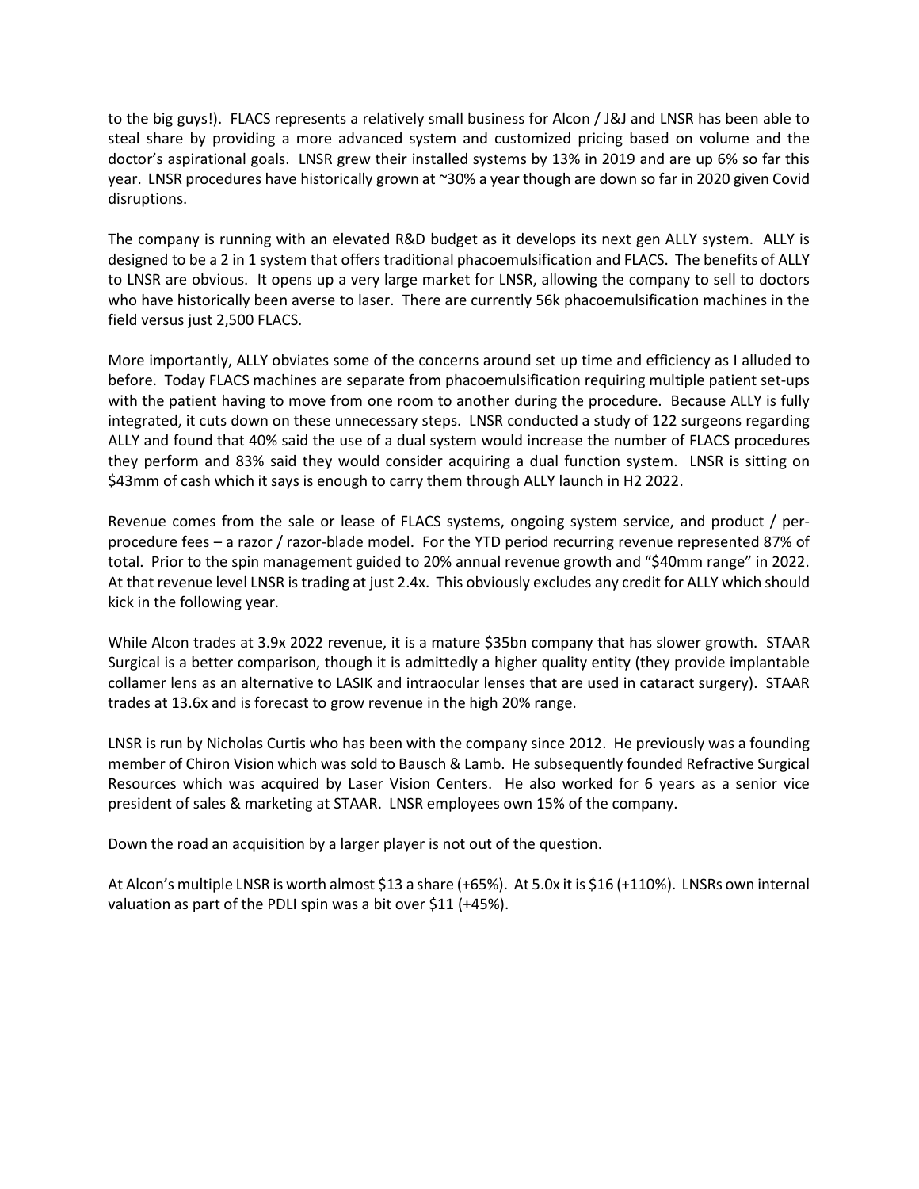to the big guys!). FLACS represents a relatively small business for Alcon / J&J and LNSR has been able to steal share by providing a more advanced system and customized pricing based on volume and the doctor's aspirational goals. LNSR grew their installed systems by 13% in 2019 and are up 6% so far this year. LNSR procedures have historically grown at ~30% a year though are down so far in 2020 given Covid disruptions.

The company is running with an elevated R&D budget as it develops its next gen ALLY system. ALLY is designed to be a 2 in 1 system that offers traditional phacoemulsification and FLACS. The benefits of ALLY to LNSR are obvious. It opens up a very large market for LNSR, allowing the company to sell to doctors who have historically been averse to laser. There are currently 56k phacoemulsification machines in the field versus just 2,500 FLACS.

More importantly, ALLY obviates some of the concerns around set up time and efficiency as I alluded to before. Today FLACS machines are separate from phacoemulsification requiring multiple patient set-ups with the patient having to move from one room to another during the procedure. Because ALLY is fully integrated, it cuts down on these unnecessary steps. LNSR conducted a study of 122 surgeons regarding ALLY and found that 40% said the use of a dual system would increase the number of FLACS procedures they perform and 83% said they would consider acquiring a dual function system. LNSR is sitting on $43mm of cash which it says is enough to carry them through ALLY launch in H2 2022.

Revenue comes from the sale or lease of FLACS systems, ongoing system service, and product / per-procedure fees – a razor / razor-blade model. For the YTD period recurring revenue represented 87% of total. Prior to the spin management guided to 20% annual revenue growth and "$40mm range" in 2022. At that revenue level LNSR is trading at just 2.4x. This obviously excludes any credit for ALLY which should kick in the following year.

While Alcon trades at 3.9x 2022 revenue, it is a mature $35bn company that has slower growth. STAAR Surgical is a better comparison, though it is admittedly a higher quality entity (they provide implantable collamer lens as an alternative to LASIK and intraocular lenses that are used in cataract surgery). STAAR trades at 13.6x and is forecast to grow revenue in the high 20% range.

LNSR is run by Nicholas Curtis who has been with the company since 2012. He previously was a founding member of Chiron Vision which was sold to Bausch & Lamb. He subsequently founded Refractive Surgical Resources which was acquired by Laser Vision Centers. He also worked for 6 years as a senior vice president of sales & marketing at STAAR. LNSR employees own 15% of the company.

Down the road an acquisition by a larger player is not out of the question.

At Alcon's multiple LNSR is worth almost $13 a share (+65%). At 5.0x it is $16 (+110%). LNSRs own internal valuation as part of the PDLI spin was a bit over $11 (+45%).